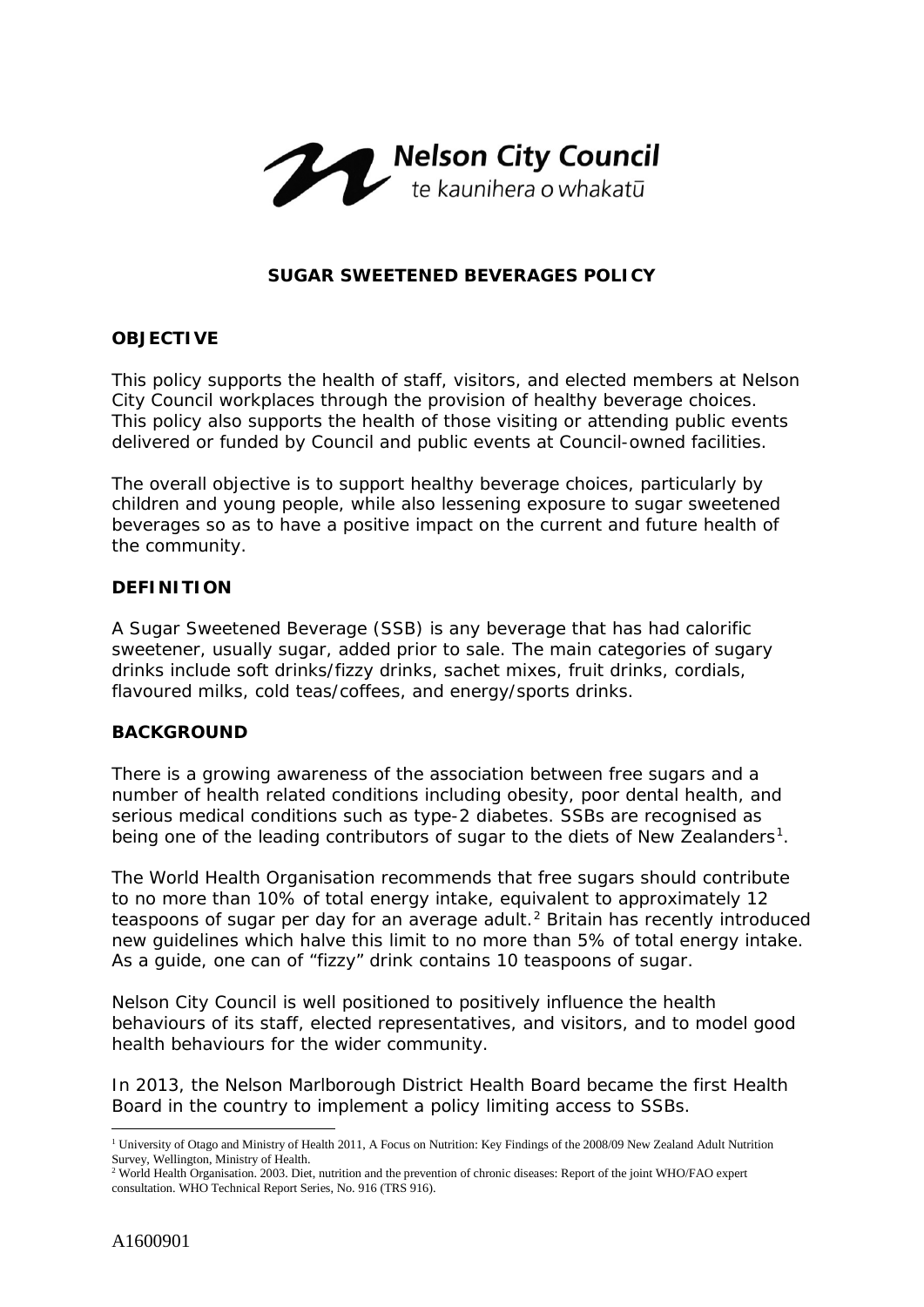Nelson City Council
te kaunihera o whakatū

# SUGAR SWEETENED BEVERAGES POLICY

## OBJECTIVE

This policy supports the health of staff, visitors, and elected members at Nelson City Council workplaces through the provision of healthy beverage choices. This policy also supports the health of those visiting or attending public events delivered or funded by Council and public events at Council-owned facilities.

The overall objective is to support healthy beverage choices, particularly by children and young people, while also lessening exposure to sugar sweetened beverages so as to have a positive impact on the current and future health of the community.

## DEFINITION

A Sugar Sweetened Beverage (SSB) is any beverage that has had calorific sweetener, usually sugar, added prior to sale. The main categories of sugary drinks include soft drinks/fizzy drinks, sachet mixes, fruit drinks, cordials, flavoured milks, cold teas/coffees, and energy/sports drinks.

## BACKGROUND

There is a growing awareness of the association between free sugars and a number of health related conditions including obesity, poor dental health, and serious medical conditions such as type-2 diabetes. SSBs are recognised as being one of the leading contributors of sugar to the diets of New Zealanders[1].

The World Health Organisation recommends that free sugars should contribute to no more than 10% of total energy intake, equivalent to approximately 12 teaspoons of sugar per day for an average adult.[2] Britain has recently introduced new guidelines which halve this limit to no more than 5% of total energy intake. As a guide, one can of "fizzy" drink contains 10 teaspoons of sugar.

Nelson City Council is well positioned to positively influence the health behaviours of its staff, elected representatives, and visitors, and to model good health behaviours for the wider community.

In 2013, the Nelson Marlborough District Health Board became the first Health Board in the country to implement a policy limiting access to SSBs.

[1] University of Otago and Ministry of Health 2011, A Focus on Nutrition: Key Findings of the 2008/09 New Zealand Adult Nutrition Survey, Wellington, Ministry of Health.

[2] World Health Organisation. 2003. Diet, nutrition and the prevention of chronic diseases: Report of the joint WHO/FAO expert consultation. WHO Technical Report Series, No. 916 (TRS 916).

A1600901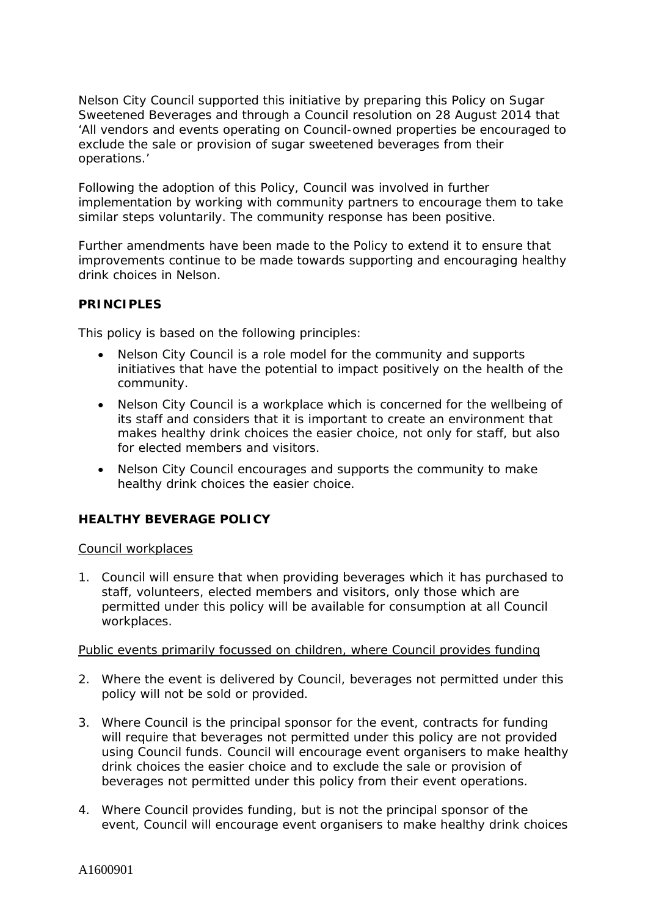Nelson City Council supported this initiative by preparing this Policy on Sugar Sweetened Beverages and through a Council resolution on 28 August 2014 that 'All vendors and events operating on Council-owned properties be encouraged to exclude the sale or provision of sugar sweetened beverages from their operations.'

Following the adoption of this Policy, Council was involved in further implementation by working with community partners to encourage them to take similar steps voluntarily. The community response has been positive.

Further amendments have been made to the Policy to extend it to ensure that improvements continue to be made towards supporting and encouraging healthy drink choices in Nelson.

## PRINCIPLES

This policy is based on the following principles:

- Nelson City Council is a role model for the community and supports initiatives that have the potential to impact positively on the health of the community.
- Nelson City Council is a workplace which is concerned for the wellbeing of its staff and considers that it is important to create an environment that makes healthy drink choices the easier choice, not only for staff, but also for elected members and visitors.
- Nelson City Council encourages and supports the community to make healthy drink choices the easier choice.

## HEALTHY BEVERAGE POLICY

Council workplaces

1. Council will ensure that when providing beverages which it has purchased to staff, volunteers, elected members and visitors, only those which are permitted under this policy will be available for consumption at all Council workplaces.

Public events primarily focussed on children, where Council provides funding

2. Where the event is delivered by Council, beverages not permitted under this policy will not be sold or provided.
3. Where Council is the principal sponsor for the event, contracts for funding will require that beverages not permitted under this policy are not provided using Council funds. Council will encourage event organisers to make healthy drink choices the easier choice and to exclude the sale or provision of beverages not permitted under this policy from their event operations.
4. Where Council provides funding, but is not the principal sponsor of the event, Council will encourage event organisers to make healthy drink choices

A1600901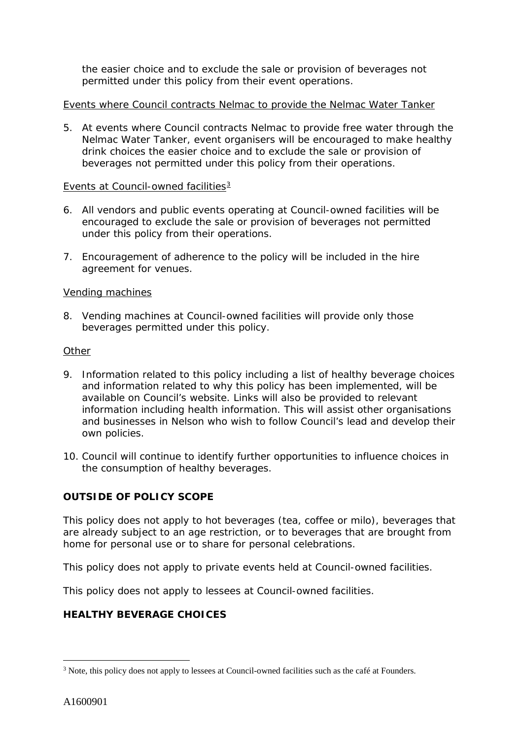the easier choice and to exclude the sale or provision of beverages not permitted under this policy from their event operations.

Events where Council contracts Nelmac to provide the Nelmac Water Tanker

5. At events where Council contracts Nelmac to provide free water through the Nelmac Water Tanker, event organisers will be encouraged to make healthy drink choices the easier choice and to exclude the sale or provision of beverages not permitted under this policy from their operations.

Events at Council-owned facilities[3]

6. All vendors and public events operating at Council-owned facilities will be encouraged to exclude the sale or provision of beverages not permitted under this policy from their operations.

7. Encouragement of adherence to the policy will be included in the hire agreement for venues.

Vending machines

8. Vending machines at Council-owned facilities will provide only those beverages permitted under this policy.

Other

9. Information related to this policy including a list of healthy beverage choices and information related to why this policy has been implemented, will be available on Council's website. Links will also be provided to relevant information including health information. This will assist other organisations and businesses in Nelson who wish to follow Council's lead and develop their own policies.

10. Council will continue to identify further opportunities to influence choices in the consumption of healthy beverages.

**OUTSIDE OF POLICY SCOPE**

This policy does not apply to hot beverages (tea, coffee or milo), beverages that are already subject to an age restriction, or to beverages that are brought from home for personal use or to share for personal celebrations.

This policy does not apply to private events held at Council-owned facilities.

This policy does not apply to lessees at Council-owned facilities.

**HEALTHY BEVERAGE CHOICES**

[3] Note, this policy does not apply to lessees at Council-owned facilities such as the café at Founders.

A1600901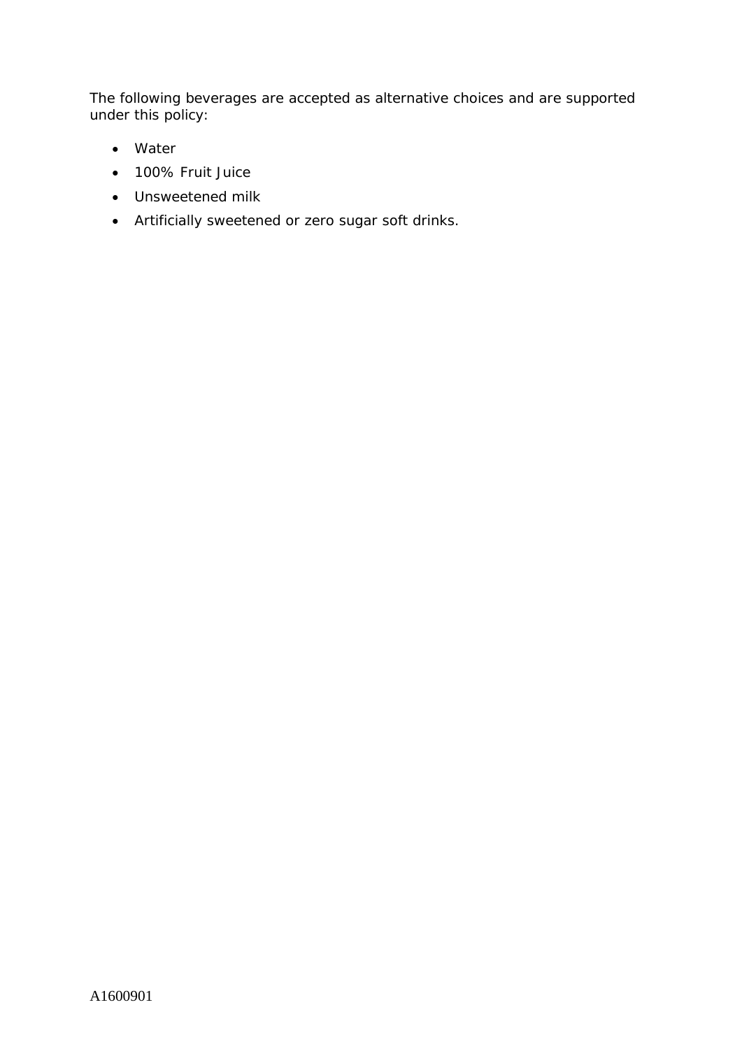The following beverages are accepted as alternative choices and are supported under this policy:

- Water
- 100% Fruit Juice
- Unsweetened milk
- Artificially sweetened or zero sugar soft drinks.

A1600901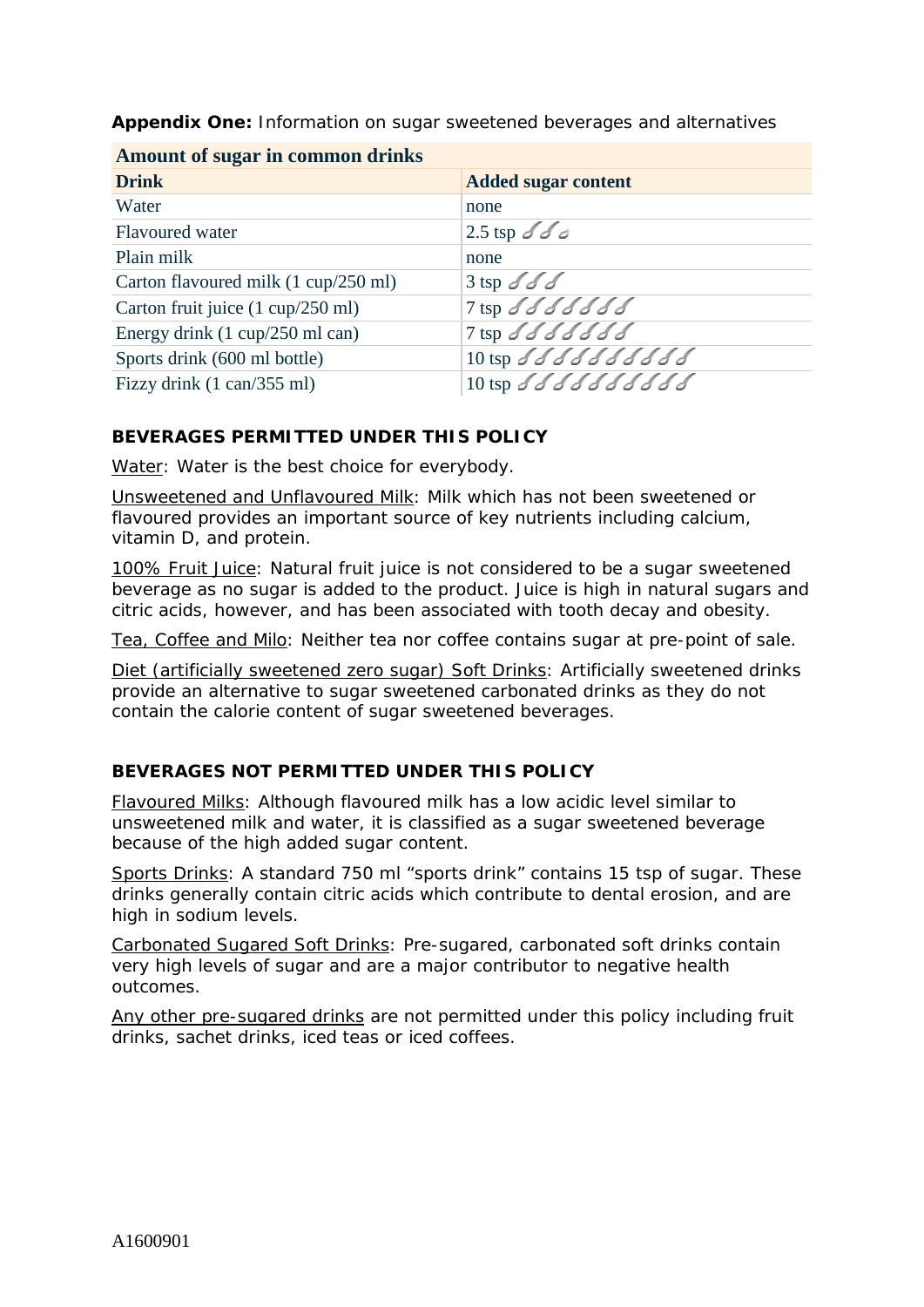**Appendix One:** Information on sugar sweetened beverages and alternatives

| Amount of sugar in common drinks | |
|---|---|
| **Drink** | **Added sugar content** |
| Water | none |
| Flavoured water | 2.5 tsp |
| Plain milk | none |
| Carton flavoured milk (1 cup/250 ml) | 3 tsp |
| Carton fruit juice (1 cup/250 ml) | 7 tsp |
| Energy drink (1 cup/250 ml can) | 7 tsp |
| Sports drink (600 ml bottle) | 10 tsp |
| Fizzy drink (1 can/355 ml) | 10 tsp |

**BEVERAGES PERMITTED UNDER THIS POLICY**

Water: Water is the best choice for everybody.

Unsweetened and Unflavoured Milk: Milk which has not been sweetened or flavoured provides an important source of key nutrients including calcium, vitamin D, and protein.

100% Fruit Juice: Natural fruit juice is not considered to be a sugar sweetened beverage as no sugar is added to the product. Juice is high in natural sugars and citric acids, however, and has been associated with tooth decay and obesity.

Tea, Coffee and Milo: Neither tea nor coffee contains sugar at pre-point of sale.

Diet (artificially sweetened zero sugar) Soft Drinks: Artificially sweetened drinks provide an alternative to sugar sweetened carbonated drinks as they do not contain the calorie content of sugar sweetened beverages.

**BEVERAGES NOT PERMITTED UNDER THIS POLICY**

Flavoured Milks: Although flavoured milk has a low acidic level similar to unsweetened milk and water, it is classified as a sugar sweetened beverage because of the high added sugar content.

Sports Drinks: A standard 750 ml "sports drink" contains 15 tsp of sugar. These drinks generally contain citric acids which contribute to dental erosion, and are high in sodium levels.

Carbonated Sugared Soft Drinks: Pre-sugared, carbonated soft drinks contain very high levels of sugar and are a major contributor to negative health outcomes.

Any other pre-sugared drinks are not permitted under this policy including fruit drinks, sachet drinks, iced teas or iced coffees.

A1600901